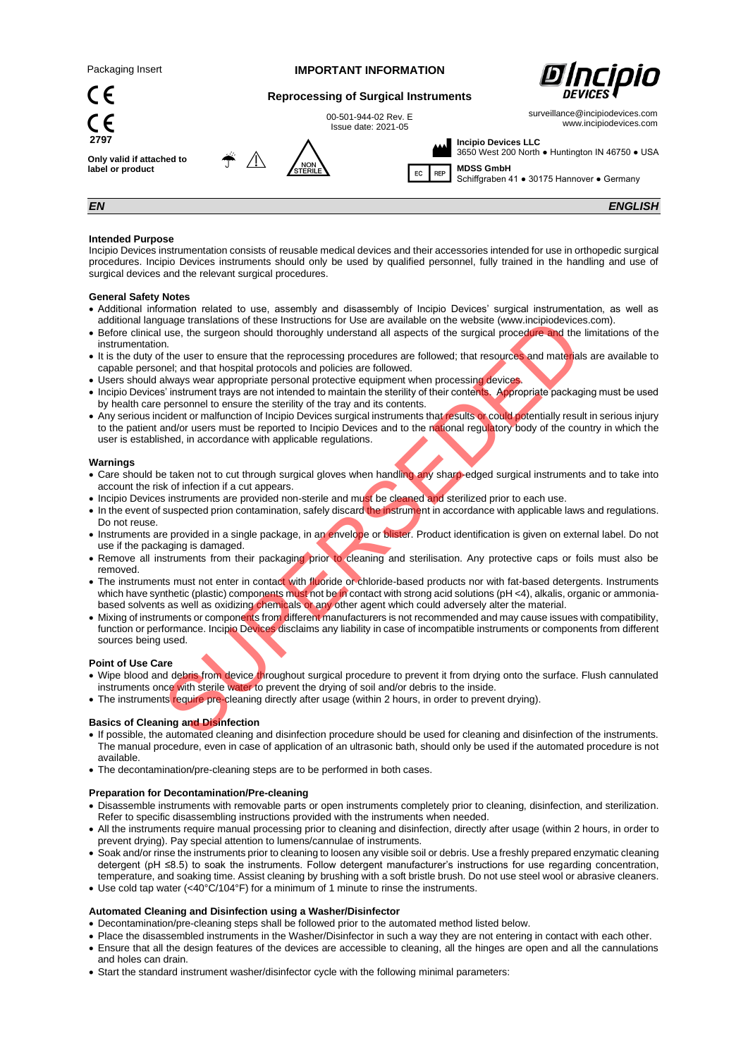Packaging Insert

**IMPORTANT INFORMATION**

**Reprocessing of Surgical Instruments**

00-501-944-02 Rev. E
Issue date: 2021-05

surveillance@incipiodevices.com
www.incipiodevices.com

CE
CE 2797

**Only valid if attached to label or product**

NON STERILE

**Incipio Devices LLC**
3650 West 200 North ● Huntington IN 46750 ● USA

EC REP **MDSS GmbH**
Schiffgraben 41 ● 30175 Hannover ● Germany

***EN*** ***ENGLISH***

SUPERSEDED

**Intended Purpose**

Incipio Devices instrumentation consists of reusable medical devices and their accessories intended for use in orthopedic surgical procedures. Incipio Devices instruments should only be used by qualified personnel, fully trained in the handling and use of surgical devices and the relevant surgical procedures.

**General Safety Notes**

- Additional information related to use, assembly and disassembly of Incipio Devices' surgical instrumentation, as well as additional language translations of these Instructions for Use are available on the website (www.incipiodevices.com).
- Before clinical use, the surgeon should thoroughly understand all aspects of the surgical procedure and the limitations of the instrumentation.
- It is the duty of the user to ensure that the reprocessing procedures are followed; that resources and materials are available to capable personel; and that hospital protocols and policies are followed.
- Users should always wear appropriate personal protective equipment when processing devices.
- Incipio Devices' instrument trays are not intended to maintain the sterility of their contents. Appropriate packaging must be used by health care personnel to ensure the sterility of the tray and its contents.
- Any serious incident or malfunction of Incipio Devices surgical instruments that results or could potentially result in serious injury to the patient and/or users must be reported to Incipio Devices and to the national regulatory body of the country in which the user is established, in accordance with applicable regulations.

**Warnings**

- Care should be taken not to cut through surgical gloves when handling any sharp-edged surgical instruments and to take into account the risk of infection if a cut appears.
- Incipio Devices instruments are provided non-sterile and must be cleaned and sterilized prior to each use.
- In the event of suspected prion contamination, safely discard the instrument in accordance with applicable laws and regulations. Do not reuse.
- Instruments are provided in a single package, in an envelope or blister. Product identification is given on external label. Do not use if the packaging is damaged.
- Remove all instruments from their packaging prior to cleaning and sterilisation. Any protective caps or foils must also be removed.
- The instruments must not enter in contact with fluoride or chloride-based products nor with fat-based detergents. Instruments which have synthetic (plastic) components must not be in contact with strong acid solutions (pH <4), alkalis, organic or ammonia-based solvents as well as oxidizing chemicals or any other agent which could adversely alter the material.
- Mixing of instruments or components from different manufacturers is not recommended and may cause issues with compatibility, function or performance. Incipio Devices disclaims any liability in case of incompatible instruments or components from different sources being used.

**Point of Use Care**

- Wipe blood and debris from device throughout surgical procedure to prevent it from drying onto the surface. Flush cannulated instruments once with sterile water to prevent the drying of soil and/or debris to the inside.
- The instruments require pre-cleaning directly after usage (within 2 hours, in order to prevent drying).

**Basics of Cleaning and Disinfection**

- If possible, the automated cleaning and disinfection procedure should be used for cleaning and disinfection of the instruments. The manual procedure, even in case of application of an ultrasonic bath, should only be used if the automated procedure is not available.
- The decontamination/pre-cleaning steps are to be performed in both cases.

**Preparation for Decontamination/Pre-cleaning**

- Disassemble instruments with removable parts or open instruments completely prior to cleaning, disinfection, and sterilization. Refer to specific disassembling instructions provided with the instruments when needed.
- All the instruments require manual processing prior to cleaning and disinfection, directly after usage (within 2 hours, in order to prevent drying). Pay special attention to lumens/cannulae of instruments.
- Soak and/or rinse the instruments prior to cleaning to loosen any visible soil or debris. Use a freshly prepared enzymatic cleaning detergent (pH ≤8.5) to soak the instruments. Follow detergent manufacturer's instructions for use regarding concentration, temperature, and soaking time. Assist cleaning by brushing with a soft bristle brush. Do not use steel wool or abrasive cleaners.
- Use cold tap water (<40°C/104°F) for a minimum of 1 minute to rinse the instruments.

**Automated Cleaning and Disinfection using a Washer/Disinfector**

- Decontamination/pre-cleaning steps shall be followed prior to the automated method listed below.
- Place the disassembled instruments in the Washer/Disinfector in such a way they are not entering in contact with each other.
- Ensure that all the design features of the devices are accessible to cleaning, all the hinges are open and all the cannulations and holes can drain.
- Start the standard instrument washer/disinfector cycle with the following minimal parameters: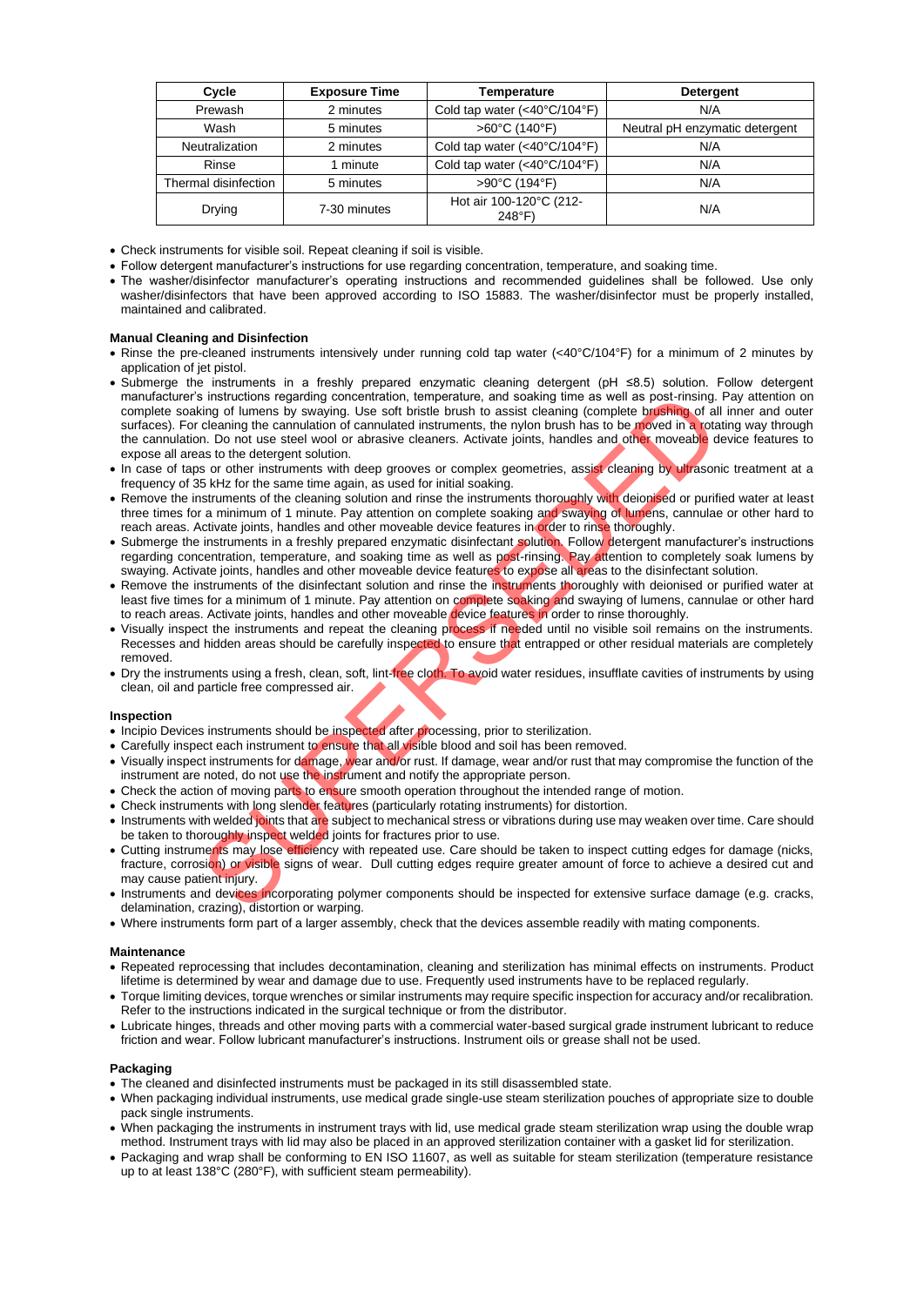| Cycle | Exposure Time | Temperature | Detergent |
|---|---|---|---|
| Prewash | 2 minutes | Cold tap water (<40°C/104°F) | N/A |
| Wash | 5 minutes | >60°C (140°F) | Neutral pH enzymatic detergent |
| Neutralization | 2 minutes | Cold tap water (<40°C/104°F) | N/A |
| Rinse | 1 minute | Cold tap water (<40°C/104°F) | N/A |
| Thermal disinfection | 5 minutes | >90°C (194°F) | N/A |
| Drying | 7-30 minutes | Hot air 100-120°C (212-248°F) | N/A |

- Check instruments for visible soil. Repeat cleaning if soil is visible.
- Follow detergent manufacturer's instructions for use regarding concentration, temperature, and soaking time.
- The washer/disinfector manufacturer's operating instructions and recommended guidelines shall be followed. Use only washer/disinfectors that have been approved according to ISO 15883. The washer/disinfector must be properly installed, maintained and calibrated.

**Manual Cleaning and Disinfection**

- Rinse the pre-cleaned instruments intensively under running cold tap water (<40°C/104°F) for a minimum of 2 minutes by application of jet pistol.
- Submerge the instruments in a freshly prepared enzymatic cleaning detergent (pH ≤8.5) solution. Follow detergent manufacturer's instructions regarding concentration, temperature, and soaking time as well as post-rinsing. Pay attention on complete soaking of lumens by swaying. Use soft bristle brush to assist cleaning (complete brushing of all inner and outer surfaces). For cleaning the cannulation of cannulated instruments, the nylon brush has to be moved in a rotating way through the cannulation. Do not use steel wool or abrasive cleaners. Activate joints, handles and other moveable device features to expose all areas to the detergent solution.
- In case of taps or other instruments with deep grooves or complex geometries, assist cleaning by ultrasonic treatment at a frequency of 35 kHz for the same time again, as used for initial soaking.
- Remove the instruments of the cleaning solution and rinse the instruments thoroughly with deionised or purified water at least three times for a minimum of 1 minute. Pay attention on complete soaking and swaying of lumens, cannulae or other hard to reach areas. Activate joints, handles and other moveable device features in order to rinse thoroughly.
- Submerge the instruments in a freshly prepared enzymatic disinfectant solution. Follow detergent manufacturer's instructions regarding concentration, temperature, and soaking time as well as post-rinsing. Pay attention to completely soak lumens by swaying. Activate joints, handles and other moveable device features to expose all areas to the disinfectant solution.
- Remove the instruments of the disinfectant solution and rinse the instruments thoroughly with deionised or purified water at least five times for a minimum of 1 minute. Pay attention on complete soaking and swaying of lumens, cannulae or other hard to reach areas. Activate joints, handles and other moveable device features in order to rinse thoroughly.
- Visually inspect the instruments and repeat the cleaning process if needed until no visible soil remains on the instruments. Recesses and hidden areas should be carefully inspected to ensure that entrapped or other residual materials are completely removed.
- Dry the instruments using a fresh, clean, soft, lint-free cloth. To avoid water residues, insufflate cavities of instruments by using clean, oil and particle free compressed air.

**Inspection**

- Incipio Devices instruments should be inspected after processing, prior to sterilization.
- Carefully inspect each instrument to ensure that all visible blood and soil has been removed.
- Visually inspect instruments for damage, wear and/or rust. If damage, wear and/or rust that may compromise the function of the instrument are noted, do not use the instrument and notify the appropriate person.
- Check the action of moving parts to ensure smooth operation throughout the intended range of motion.
- Check instruments with long slender features (particularly rotating instruments) for distortion.
- Instruments with welded joints that are subject to mechanical stress or vibrations during use may weaken over time. Care should be taken to thoroughly inspect welded joints for fractures prior to use.
- Cutting instruments may lose efficiency with repeated use. Care should be taken to inspect cutting edges for damage (nicks, fracture, corrosion) or visible signs of wear. Dull cutting edges require greater amount of force to achieve a desired cut and may cause patient injury.
- Instruments and devices incorporating polymer components should be inspected for extensive surface damage (e.g. cracks, delamination, crazing), distortion or warping.
- Where instruments form part of a larger assembly, check that the devices assemble readily with mating components.

**Maintenance**

- Repeated reprocessing that includes decontamination, cleaning and sterilization has minimal effects on instruments. Product lifetime is determined by wear and damage due to use. Frequently used instruments have to be replaced regularly.
- Torque limiting devices, torque wrenches or similar instruments may require specific inspection for accuracy and/or recalibration. Refer to the instructions indicated in the surgical technique or from the distributor.
- Lubricate hinges, threads and other moving parts with a commercial water-based surgical grade instrument lubricant to reduce friction and wear. Follow lubricant manufacturer's instructions. Instrument oils or grease shall not be used.

**Packaging**

- The cleaned and disinfected instruments must be packaged in its still disassembled state.
- When packaging individual instruments, use medical grade single-use steam sterilization pouches of appropriate size to double pack single instruments.
- When packaging the instruments in instrument trays with lid, use medical grade steam sterilization wrap using the double wrap method. Instrument trays with lid may also be placed in an approved sterilization container with a gasket lid for sterilization.
- Packaging and wrap shall be conforming to EN ISO 11607, as well as suitable for steam sterilization (temperature resistance up to at least 138°C (280°F), with sufficient steam permeability).

SUPERSEDED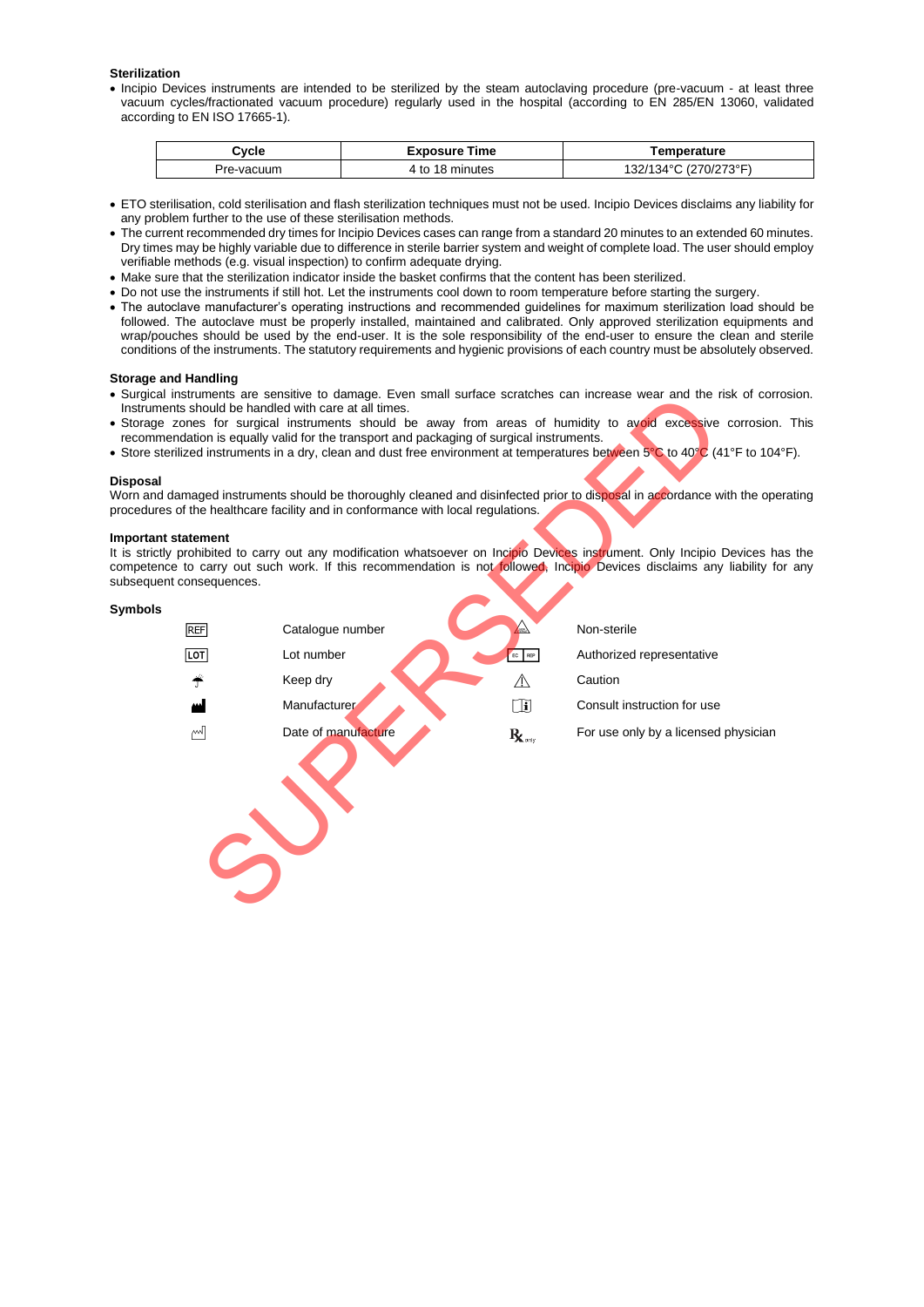**Sterilization**

- Incipio Devices instruments are intended to be sterilized by the steam autoclaving procedure (pre-vacuum - at least three vacuum cycles/fractionated vacuum procedure) regularly used in the hospital (according to EN 285/EN 13060, validated according to EN ISO 17665-1).

| Cycle | Exposure Time | Temperature |
|---|---|---|
| Pre-vacuum | 4 to 18 minutes | 132/134°C (270/273°F) |

- ETO sterilisation, cold sterilisation and flash sterilization techniques must not be used. Incipio Devices disclaims any liability for any problem further to the use of these sterilisation methods.
- The current recommended dry times for Incipio Devices cases can range from a standard 20 minutes to an extended 60 minutes. Dry times may be highly variable due to difference in sterile barrier system and weight of complete load. The user should employ verifiable methods (e.g. visual inspection) to confirm adequate drying.
- Make sure that the sterilization indicator inside the basket confirms that the content has been sterilized.
- Do not use the instruments if still hot. Let the instruments cool down to room temperature before starting the surgery.
- The autoclave manufacturer's operating instructions and recommended guidelines for maximum sterilization load should be followed. The autoclave must be properly installed, maintained and calibrated. Only approved sterilization equipments and wrap/pouches should be used by the end-user. It is the sole responsibility of the end-user to ensure the clean and sterile conditions of the instruments. The statutory requirements and hygienic provisions of each country must be absolutely observed.

**Storage and Handling**

- Surgical instruments are sensitive to damage. Even small surface scratches can increase wear and the risk of corrosion. Instruments should be handled with care at all times.
- Storage zones for surgical instruments should be away from areas of humidity to avoid excessive corrosion. This recommendation is equally valid for the transport and packaging of surgical instruments.
- Store sterilized instruments in a dry, clean and dust free environment at temperatures between 5°C to 40°C (41°F to 104°F).

**Disposal**

Worn and damaged instruments should be thoroughly cleaned and disinfected prior to disposal in accordance with the operating procedures of the healthcare facility and in conformance with local regulations.

**Important statement**

It is strictly prohibited to carry out any modification whatsoever on Incipio Devices instrument. Only Incipio Devices has the competence to carry out such work. If this recommendation is not followed, Incipio Devices disclaims any liability for any subsequent consequences.

**Symbols**

| | | | |
|---|---|---|---|
| REF | Catalogue number | | Non-sterile |
| LOT | Lot number | EC REP | Authorized representative |
| | Keep dry | ⚠ | Caution |
| | Manufacturer | | Consult instruction for use |
| | Date of manufacture | Rx only | For use only by a licensed physician |

SUPERSEDED